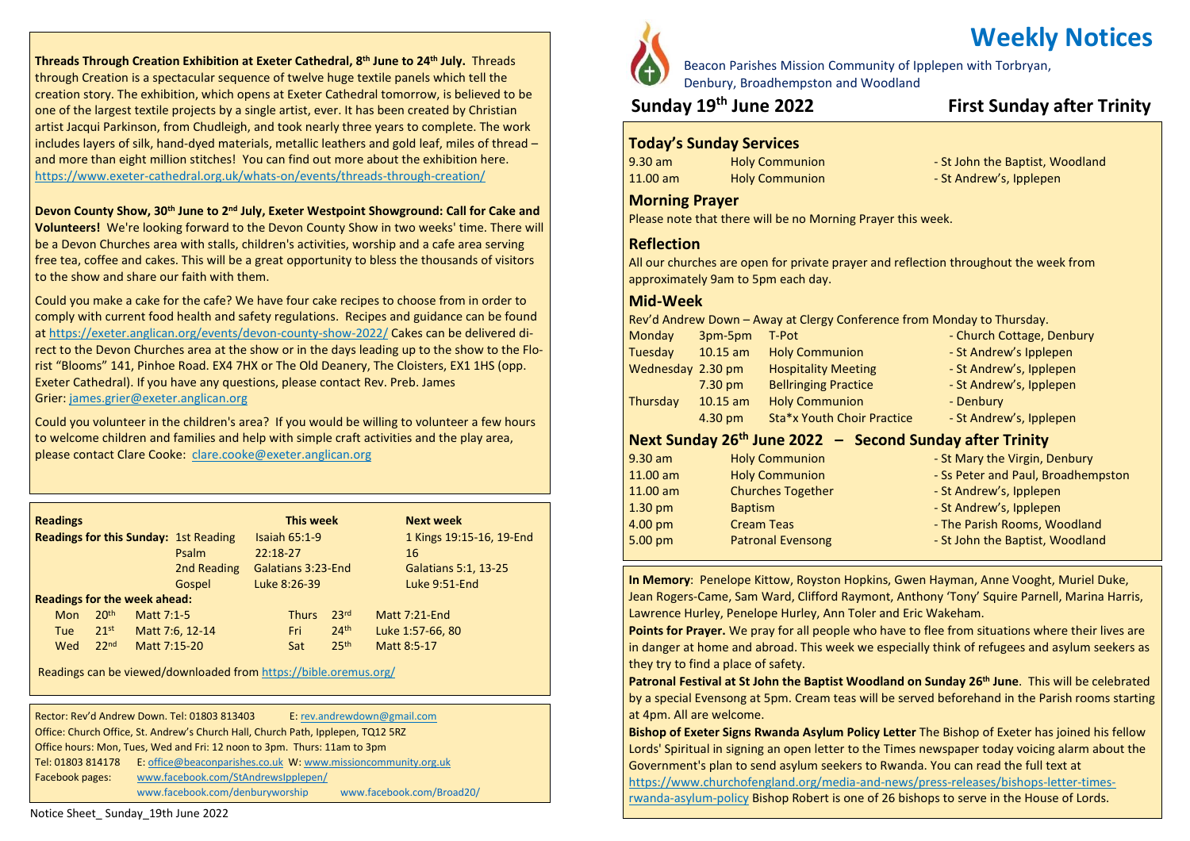# Weekly Notices

Beacon Parishes Mission Community of Ipplepen with Torbryan, Denbury, Broadhempston and Woodland

## Sunday 19th June 2022 — First Sunday after Trinity

### Today's Sunday Services

| | | |
|---|---|---|
| 9.30 am | Holy Communion | - St John the Baptist, Woodland |
| 11.00 am | Holy Communion | - St Andrew's, Ipplepen |

### Morning Prayer

Please note that there will be no Morning Prayer this week.

### Reflection

All our churches are open for private prayer and reflection throughout the week from approximately 9am to 5pm each day.

### Mid-Week

Rev'd Andrew Down – Away at Clergy Conference from Monday to Thursday.

| | | | |
|---|---|---|---|
| Monday | 3pm-5pm | T-Pot | - Church Cottage, Denbury |
| Tuesday | 10.15 am | Holy Communion | - St Andrew's Ipplepen |
| Wednesday | 2.30 pm | Hospitality Meeting | - St Andrew's, Ipplepen |
| | 7.30 pm | Bellringing Practice | - St Andrew's, Ipplepen |
| Thursday | 10.15 am | Holy Communion | - Denbury |
| | 4.30 pm | Sta*x Youth Choir Practice | - St Andrew's, Ipplepen |

### Next Sunday 26th June 2022 – Second Sunday after Trinity

| | | |
|---|---|---|
| 9.30 am | Holy Communion | - St Mary the Virgin, Denbury |
| 11.00 am | Holy Communion | - Ss Peter and Paul, Broadhempston |
| 11.00 am | Churches Together | - St Andrew's, Ipplepen |
| 1.30 pm | Baptism | - St Andrew's, Ipplepen |
| 4.00 pm | Cream Teas | - The Parish Rooms, Woodland |
| 5.00 pm | Patronal Evensong | - St John the Baptist, Woodland |

**In Memory**: Penelope Kittow, Royston Hopkins, Gwen Hayman, Anne Vooght, Muriel Duke, Jean Rogers-Came, Sam Ward, Clifford Raymont, Anthony 'Tony' Squire Parnell, Marina Harris, Lawrence Hurley, Penelope Hurley, Ann Toler and Eric Wakeham.

**Points for Prayer.** We pray for all people who have to flee from situations where their lives are in danger at home and abroad. This week we especially think of refugees and asylum seekers as they try to find a place of safety.

**Patronal Festival at St John the Baptist Woodland on Sunday 26th June**. This will be celebrated by a special Evensong at 5pm. Cream teas will be served beforehand in the Parish rooms starting at 4pm. All are welcome.

**Bishop of Exeter Signs Rwanda Asylum Policy Letter** The Bishop of Exeter has joined his fellow Lords' Spiritual in signing an open letter to the Times newspaper today voicing alarm about the Government's plan to send asylum seekers to Rwanda. You can read the full text at https://www.churchofengland.org/media-and-news/press-releases/bishops-letter-times-rwanda-asylum-policy Bishop Robert is one of 26 bishops to serve in the House of Lords.

**Threads Through Creation Exhibition at Exeter Cathedral, 8th June to 24th July.** Threads through Creation is a spectacular sequence of twelve huge textile panels which tell the creation story. The exhibition, which opens at Exeter Cathedral tomorrow, is believed to be one of the largest textile projects by a single artist, ever. It has been created by Christian artist Jacqui Parkinson, from Chudleigh, and took nearly three years to complete. The work includes layers of silk, hand-dyed materials, metallic leathers and gold leaf, miles of thread – and more than eight million stitches! You can find out more about the exhibition here. https://www.exeter-cathedral.org.uk/whats-on/events/threads-through-creation/

**Devon County Show, 30th June to 2nd July, Exeter Westpoint Showground: Call for Cake and Volunteers!** We're looking forward to the Devon County Show in two weeks' time. There will be a Devon Churches area with stalls, children's activities, worship and a cafe area serving free tea, coffee and cakes. This will be a great opportunity to bless the thousands of visitors to the show and share our faith with them.

Could you make a cake for the cafe? We have four cake recipes to choose from in order to comply with current food health and safety regulations. Recipes and guidance can be found at https://exeter.anglican.org/events/devon-county-show-2022/ Cakes can be delivered direct to the Devon Churches area at the show or in the days leading up to the show to the Florist "Blooms" 141, Pinhoe Road. EX4 7HX or The Old Deanery, The Cloisters, EX1 1HS (opp. Exeter Cathedral). If you have any questions, please contact Rev. Preb. James Grier: james.grier@exeter.anglican.org

Could you volunteer in the children's area? If you would be willing to volunteer a few hours to welcome children and families and help with simple craft activities and the play area, please contact Clare Cooke: clare.cooke@exeter.anglican.org

### Readings

| Readings | | This week | Next week |
|---|---|---|---|
| Readings for this Sunday: | 1st Reading | Isaiah 65:1-9 | 1 Kings 19:15-16, 19-End |
| | Psalm | 22:18-27 | 16 |
| | 2nd Reading | Galatians 3:23-End | Galatians 5:1, 13-25 |
| | Gospel | Luke 8:26-39 | Luke 9:51-End |

**Readings for the week ahead:**

| | | | | | |
|---|---|---|---|---|---|
| Mon | 20th | Matt 7:1-5 | Thurs | 23rd | Matt 7:21-End |
| Tue | 21st | Matt 7:6, 12-14 | Fri | 24th | Luke 1:57-66, 80 |
| Wed | 22nd | Matt 7:15-20 | Sat | 25th | Matt 8:5-17 |

Readings can be viewed/downloaded from https://bible.oremus.org/

Rector: Rev'd Andrew Down. Tel: 01803 813403 E: rev.andrewdown@gmail.com
Office: Church Office, St. Andrew's Church Hall, Church Path, Ipplepen, TQ12 5RZ
Office hours: Mon, Tues, Wed and Fri: 12 noon to 3pm. Thurs: 11am to 3pm
Tel: 01803 814178 E: office@beaconparishes.co.uk W: www.missioncommunity.org.uk
Facebook pages: www.facebook.com/StAndrewsIpplepen/
www.facebook.com/denburyworship www.facebook.com/Broad20/

Notice Sheet_ Sunday_19th June 2022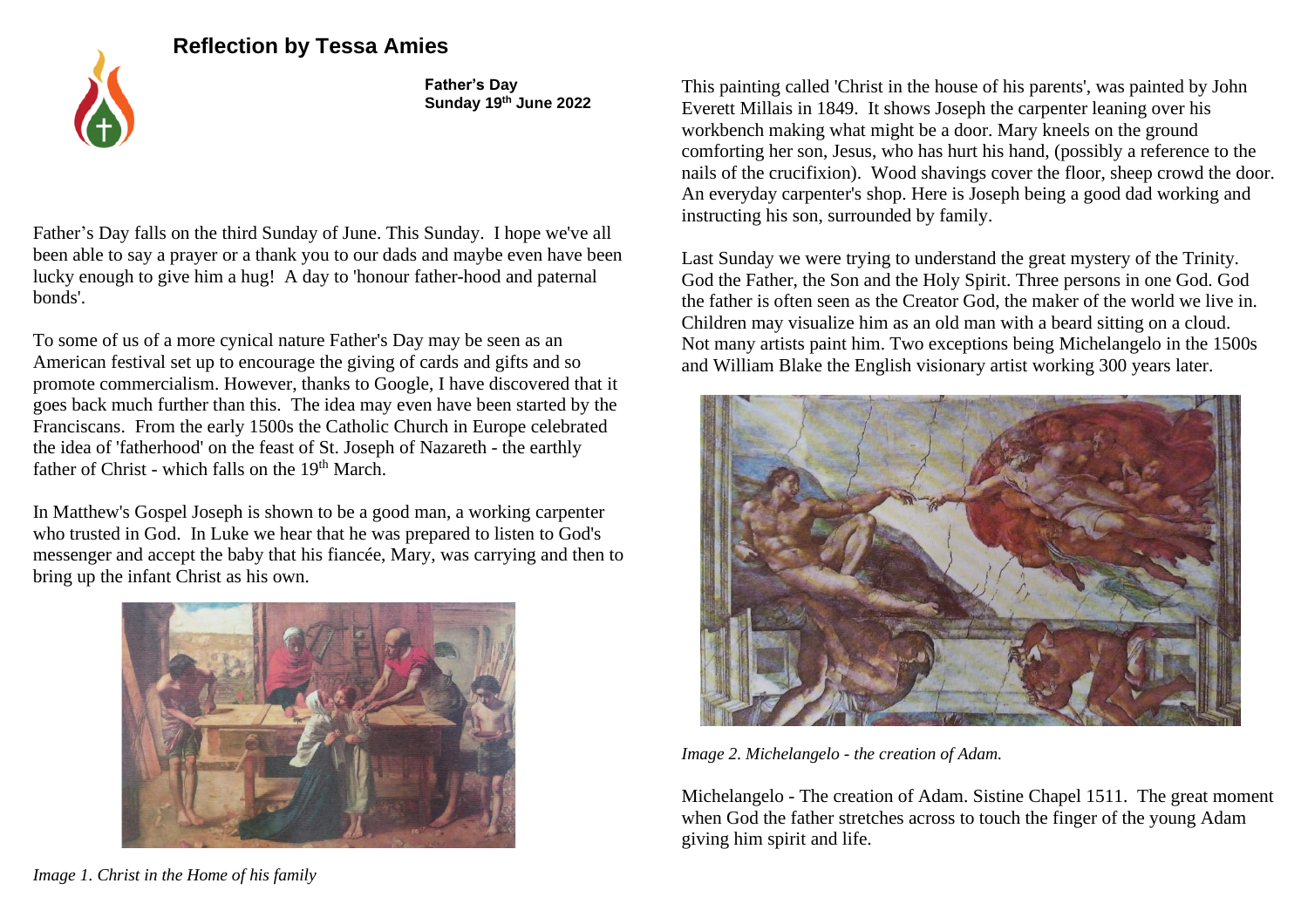## Reflection by Tessa Amies

**Father's Day**
**Sunday 19th June 2022**

Father's Day falls on the third Sunday of June. This Sunday. I hope we've all been able to say a prayer or a thank you to our dads and maybe even have been lucky enough to give him a hug! A day to 'honour father-hood and paternal bonds'.

To some of us of a more cynical nature Father's Day may be seen as an American festival set up to encourage the giving of cards and gifts and so promote commercialism. However, thanks to Google, I have discovered that it goes back much further than this. The idea may even have been started by the Franciscans. From the early 1500s the Catholic Church in Europe celebrated the idea of 'fatherhood' on the feast of St. Joseph of Nazareth - the earthly father of Christ - which falls on the 19th March.

In Matthew's Gospel Joseph is shown to be a good man, a working carpenter who trusted in God. In Luke we hear that he was prepared to listen to God's messenger and accept the baby that his fiancée, Mary, was carrying and then to bring up the infant Christ as his own.

*Image 1. Christ in the Home of his family*

This painting called 'Christ in the house of his parents', was painted by John Everett Millais in 1849. It shows Joseph the carpenter leaning over his workbench making what might be a door. Mary kneels on the ground comforting her son, Jesus, who has hurt his hand, (possibly a reference to the nails of the crucifixion). Wood shavings cover the floor, sheep crowd the door. An everyday carpenter's shop. Here is Joseph being a good dad working and instructing his son, surrounded by family.

Last Sunday we were trying to understand the great mystery of the Trinity. God the Father, the Son and the Holy Spirit. Three persons in one God. God the father is often seen as the Creator God, the maker of the world we live in. Children may visualize him as an old man with a beard sitting on a cloud. Not many artists paint him. Two exceptions being Michelangelo in the 1500s and William Blake the English visionary artist working 300 years later.

*Image 2. Michelangelo - the creation of Adam.*

Michelangelo - The creation of Adam. Sistine Chapel 1511. The great moment when God the father stretches across to touch the finger of the young Adam giving him spirit and life.